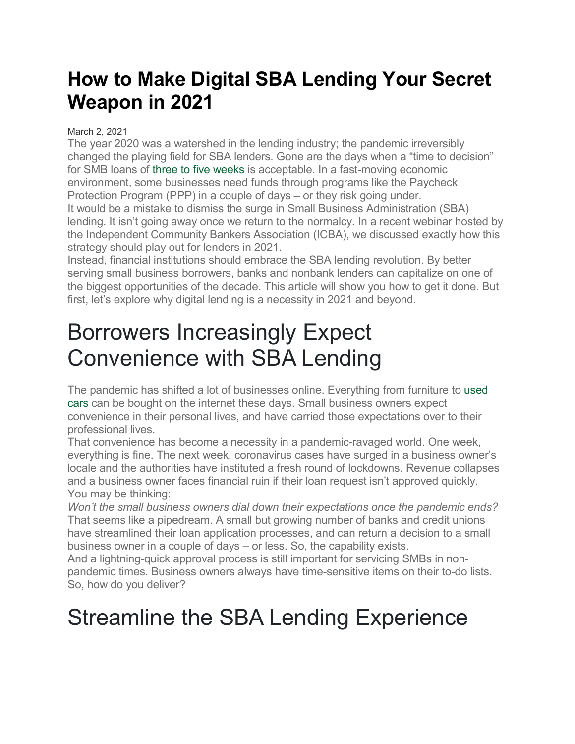# How to Make Digital SBA Lending Your Secret Weapon in 2021

March 2, 2021

The year 2020 was a watershed in the lending industry; the pandemic irreversibly changed the playing field for SBA lenders. Gone are the days when a "time to decision" for SMB loans of three to five weeks is acceptable. In a fast-moving economic environment, some businesses need funds through programs like the Paycheck Protection Program (PPP) in a couple of days – or they risk going under.

It would be a mistake to dismiss the surge in Small Business Administration (SBA) lending. It isn't going away once we return to the normalcy. In a recent webinar hosted by the Independent Community Bankers Association (ICBA), we discussed exactly how this strategy should play out for lenders in 2021.

Instead, financial institutions should embrace the SBA lending revolution. By better serving small business borrowers, banks and nonbank lenders can capitalize on one of the biggest opportunities of the decade. This article will show you how to get it done. But first, let's explore why digital lending is a necessity in 2021 and beyond.

## Borrowers Increasingly Expect Convenience with SBA Lending

The pandemic has shifted a lot of businesses online. Everything from furniture to used cars can be bought on the internet these days. Small business owners expect convenience in their personal lives, and have carried those expectations over to their professional lives.

That convenience has become a necessity in a pandemic-ravaged world. One week, everything is fine. The next week, coronavirus cases have surged in a business owner's locale and the authorities have instituted a fresh round of lockdowns. Revenue collapses and a business owner faces financial ruin if their loan request isn't approved quickly.

You may be thinking:

*Won't the small business owners dial down their expectations once the pandemic ends?*

That seems like a pipedream. A small but growing number of banks and credit unions have streamlined their loan application processes, and can return a decision to a small business owner in a couple of days – or less. So, the capability exists.

And a lightning-quick approval process is still important for servicing SMBs in non-pandemic times. Business owners always have time-sensitive items on their to-do lists. So, how do you deliver?

## Streamline the SBA Lending Experience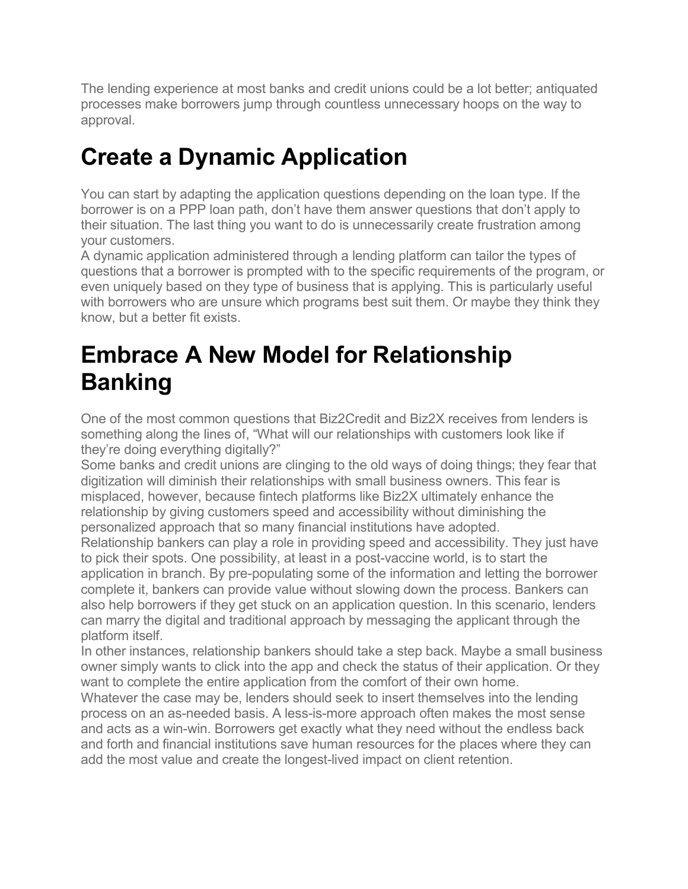The lending experience at most banks and credit unions could be a lot better; antiquated processes make borrowers jump through countless unnecessary hoops on the way to approval.

# Create a Dynamic Application

You can start by adapting the application questions depending on the loan type. If the borrower is on a PPP loan path, don't have them answer questions that don't apply to their situation. The last thing you want to do is unnecessarily create frustration among your customers.

A dynamic application administered through a lending platform can tailor the types of questions that a borrower is prompted with to the specific requirements of the program, or even uniquely based on they type of business that is applying. This is particularly useful with borrowers who are unsure which programs best suit them. Or maybe they think they know, but a better fit exists.

# Embrace A New Model for Relationship Banking

One of the most common questions that Biz2Credit and Biz2X receives from lenders is something along the lines of, "What will our relationships with customers look like if they're doing everything digitally?"

Some banks and credit unions are clinging to the old ways of doing things; they fear that digitization will diminish their relationships with small business owners. This fear is misplaced, however, because fintech platforms like Biz2X ultimately enhance the relationship by giving customers speed and accessibility without diminishing the personalized approach that so many financial institutions have adopted.

Relationship bankers can play a role in providing speed and accessibility. They just have to pick their spots. One possibility, at least in a post-vaccine world, is to start the application in branch. By pre-populating some of the information and letting the borrower complete it, bankers can provide value without slowing down the process. Bankers can also help borrowers if they get stuck on an application question. In this scenario, lenders can marry the digital and traditional approach by messaging the applicant through the platform itself.

In other instances, relationship bankers should take a step back. Maybe a small business owner simply wants to click into the app and check the status of their application. Or they want to complete the entire application from the comfort of their own home.

Whatever the case may be, lenders should seek to insert themselves into the lending process on an as-needed basis. A less-is-more approach often makes the most sense and acts as a win-win. Borrowers get exactly what they need without the endless back and forth and financial institutions save human resources for the places where they can add the most value and create the longest-lived impact on client retention.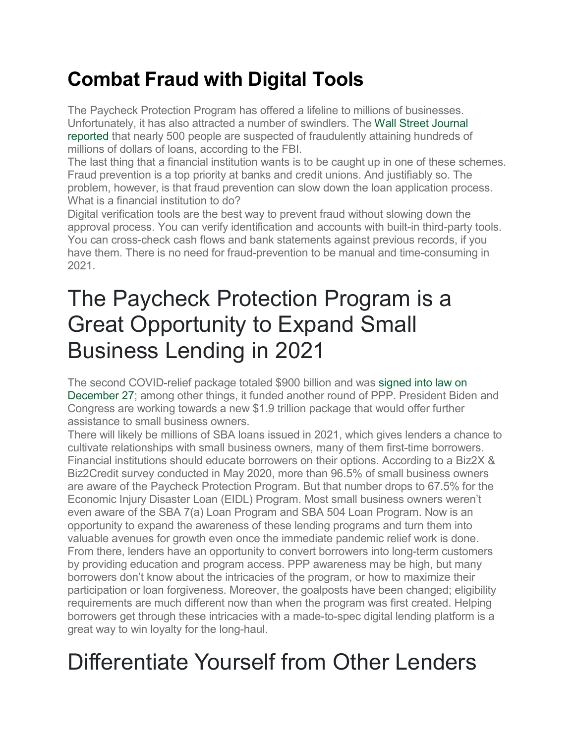## Combat Fraud with Digital Tools

The Paycheck Protection Program has offered a lifeline to millions of businesses. Unfortunately, it has also attracted a number of swindlers. The Wall Street Journal reported that nearly 500 people are suspected of fraudulently attaining hundreds of millions of dollars of loans, according to the FBI.

The last thing that a financial institution wants is to be caught up in one of these schemes. Fraud prevention is a top priority at banks and credit unions. And justifiably so. The problem, however, is that fraud prevention can slow down the loan application process. What is a financial institution to do?

Digital verification tools are the best way to prevent fraud without slowing down the approval process. You can verify identification and accounts with built-in third-party tools. You can cross-check cash flows and bank statements against previous records, if you have them. There is no need for fraud-prevention to be manual and time-consuming in 2021.

# The Paycheck Protection Program is a Great Opportunity to Expand Small Business Lending in 2021

The second COVID-relief package totaled $900 billion and was signed into law on December 27; among other things, it funded another round of PPP. President Biden and Congress are working towards a new $1.9 trillion package that would offer further assistance to small business owners.

There will likely be millions of SBA loans issued in 2021, which gives lenders a chance to cultivate relationships with small business owners, many of them first-time borrowers. Financial institutions should educate borrowers on their options. According to a Biz2X & Biz2Credit survey conducted in May 2020, more than 96.5% of small business owners are aware of the Paycheck Protection Program. But that number drops to 67.5% for the Economic Injury Disaster Loan (EIDL) Program. Most small business owners weren't even aware of the SBA 7(a) Loan Program and SBA 504 Loan Program. Now is an opportunity to expand the awareness of these lending programs and turn them into valuable avenues for growth even once the immediate pandemic relief work is done.

From there, lenders have an opportunity to convert borrowers into long-term customers by providing education and program access. PPP awareness may be high, but many borrowers don't know about the intricacies of the program, or how to maximize their participation or loan forgiveness. Moreover, the goalposts have been changed; eligibility requirements are much different now than when the program was first created. Helping borrowers get through these intricacies with a made-to-spec digital lending platform is a great way to win loyalty for the long-haul.

# Differentiate Yourself from Other Lenders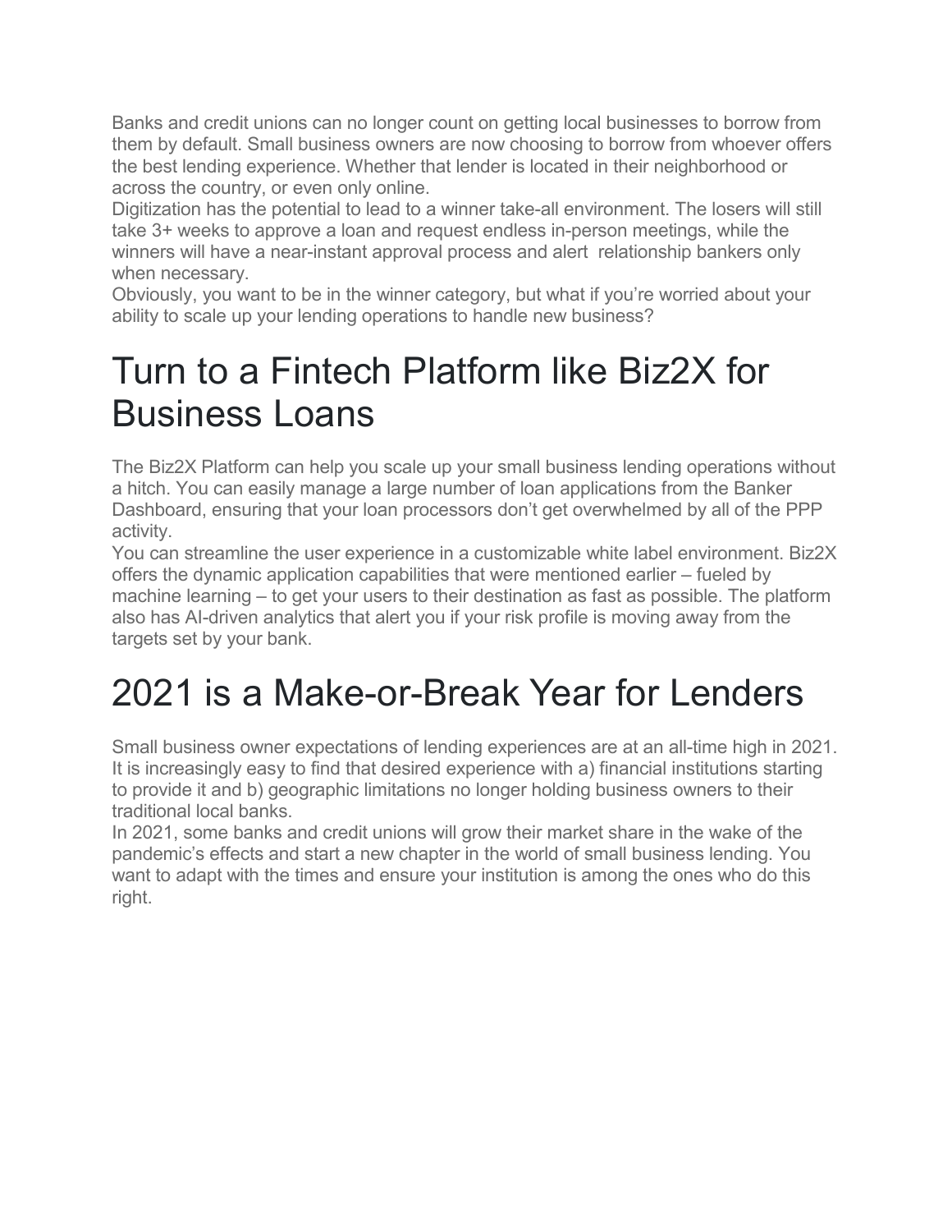Banks and credit unions can no longer count on getting local businesses to borrow from them by default. Small business owners are now choosing to borrow from whoever offers the best lending experience. Whether that lender is located in their neighborhood or across the country, or even only online.

Digitization has the potential to lead to a winner take-all environment. The losers will still take 3+ weeks to approve a loan and request endless in-person meetings, while the winners will have a near-instant approval process and alert relationship bankers only when necessary.

Obviously, you want to be in the winner category, but what if you're worried about your ability to scale up your lending operations to handle new business?

# Turn to a Fintech Platform like Biz2X for Business Loans

The Biz2X Platform can help you scale up your small business lending operations without a hitch. You can easily manage a large number of loan applications from the Banker Dashboard, ensuring that your loan processors don't get overwhelmed by all of the PPP activity.

You can streamline the user experience in a customizable white label environment. Biz2X offers the dynamic application capabilities that were mentioned earlier – fueled by machine learning – to get your users to their destination as fast as possible. The platform also has AI-driven analytics that alert you if your risk profile is moving away from the targets set by your bank.

# 2021 is a Make-or-Break Year for Lenders

Small business owner expectations of lending experiences are at an all-time high in 2021. It is increasingly easy to find that desired experience with a) financial institutions starting to provide it and b) geographic limitations no longer holding business owners to their traditional local banks.

In 2021, some banks and credit unions will grow their market share in the wake of the pandemic's effects and start a new chapter in the world of small business lending. You want to adapt with the times and ensure your institution is among the ones who do this right.